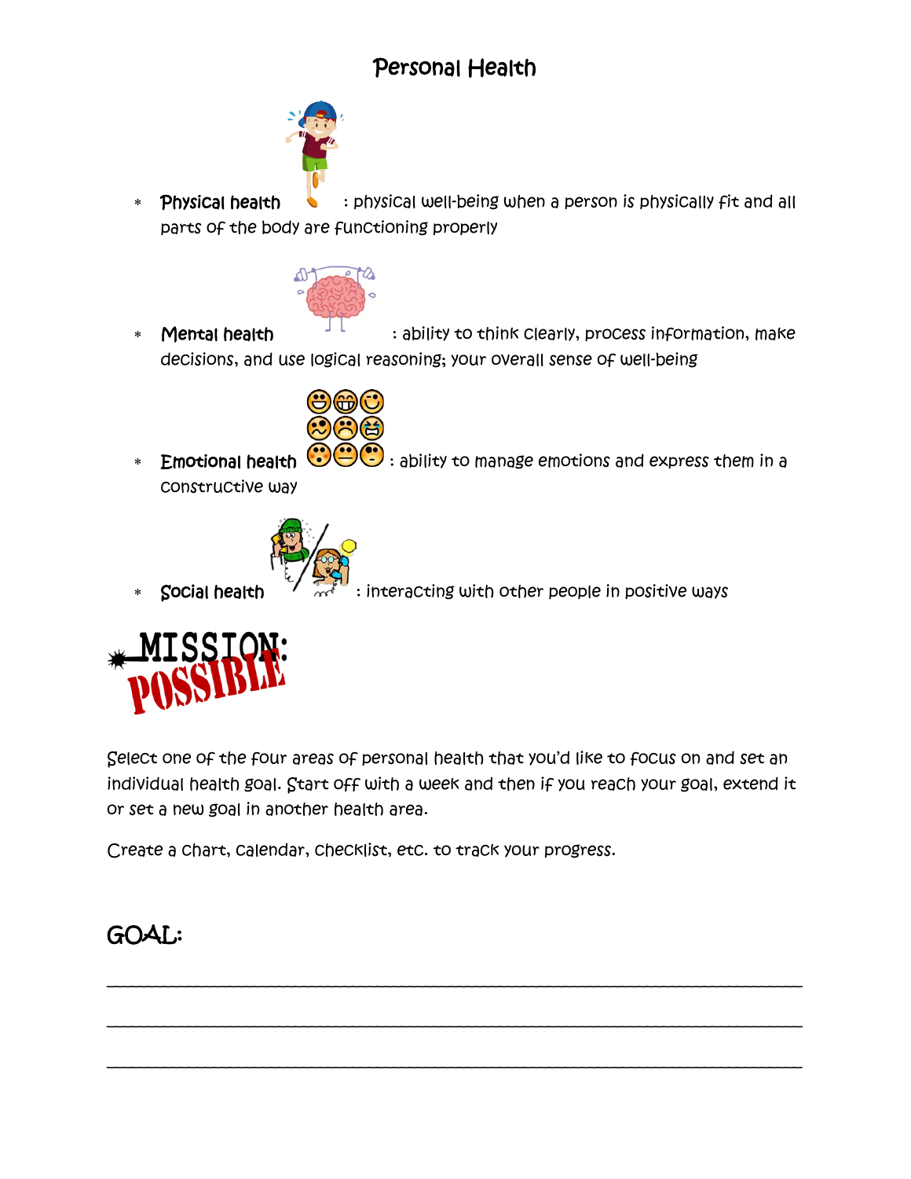# Personal Health

- **Physical health**: physical well-being when a person is physically fit and all parts of the body are functioning properly
- **Mental health**: ability to think clearly, process information, make decisions, and use logical reasoning; your overall sense of well-being
- **Emotional health**: ability to manage emotions and express them in a constructive way
- **Social health**: interacting with other people in positive ways

## MISSION: POSSIBLE

Select one of the four areas of personal health that you'd like to focus on and set an individual health goal. Start off with a week and then if you reach your goal, extend it or set a new goal in another health area.

Create a chart, calendar, checklist, etc. to track your progress.

## GOAL:

______________________________________________________________________________

______________________________________________________________________________

______________________________________________________________________________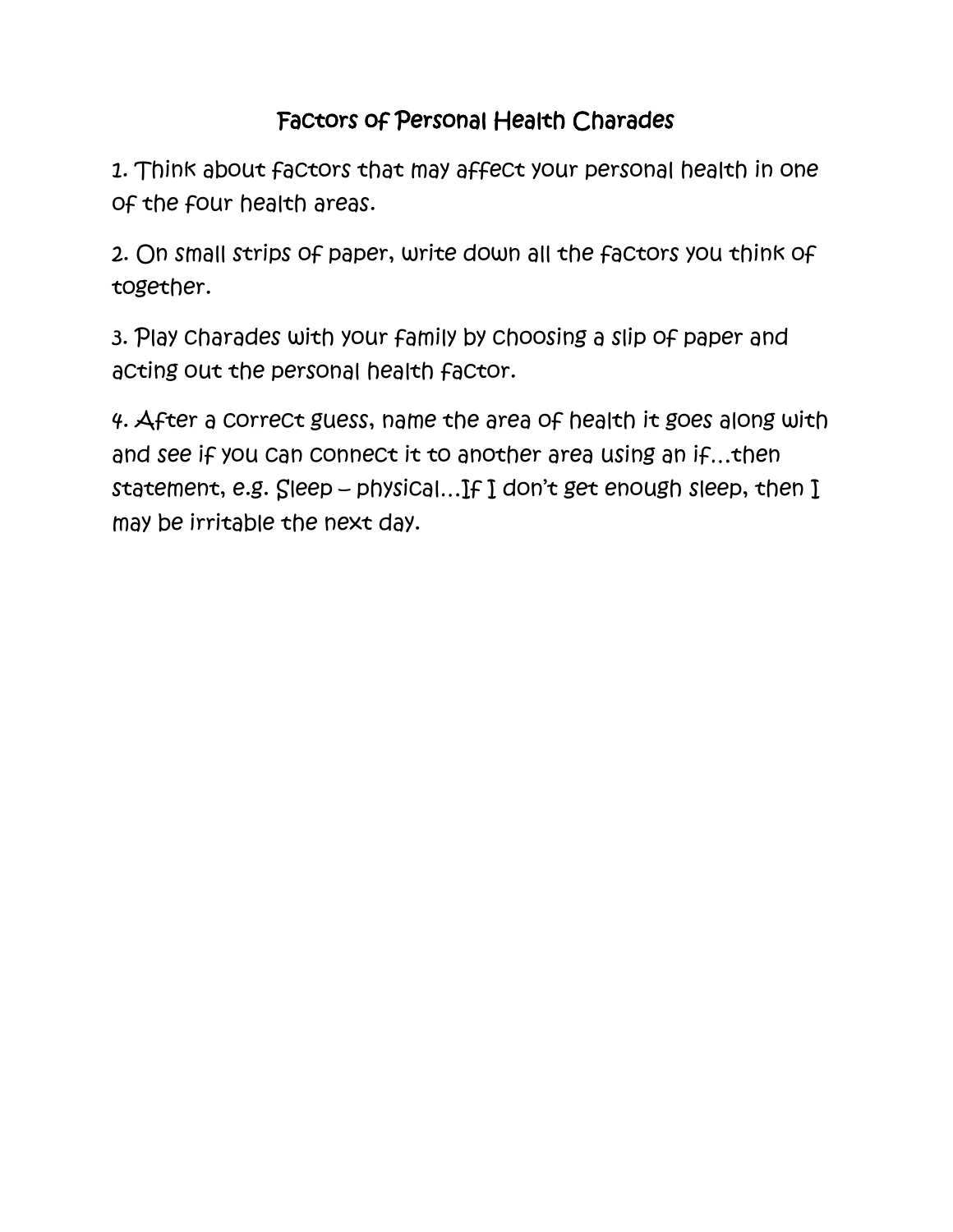# Factors of Personal Health Charades

1. Think about factors that may affect your personal health in one of the four health areas.

2. On small strips of paper, write down all the factors you think of together.

3. Play charades with your family by choosing a slip of paper and acting out the personal health factor.

4. After a correct guess, name the area of health it goes along with and see if you can connect it to another area using an if…then statement, e.g. Sleep – physical…If I don't get enough sleep, then I may be irritable the next day.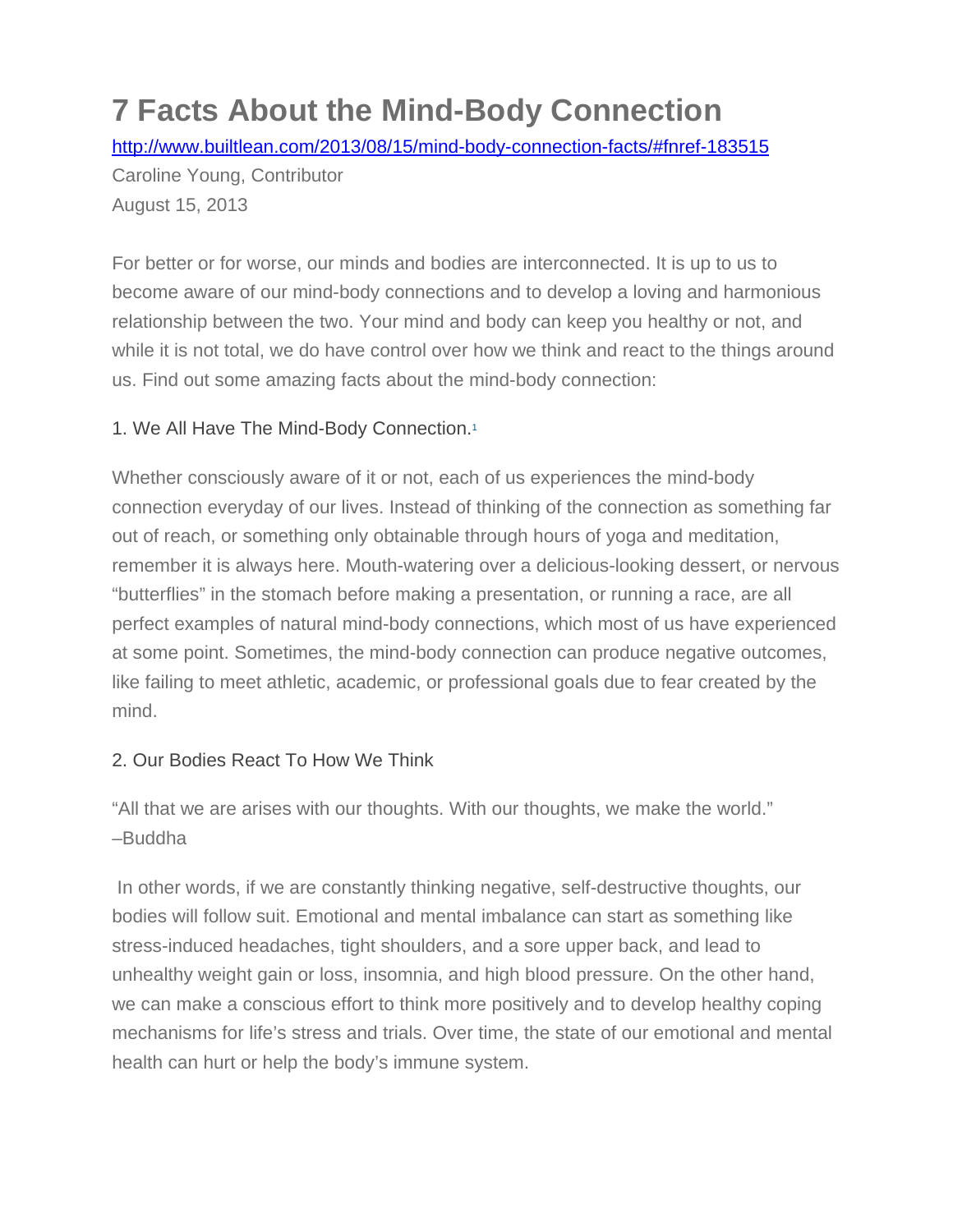# 7 Facts About the Mind-Body Connection

http://www.builtlean.com/2013/08/15/mind-body-connection-facts/#fnref-183515

Caroline Young, Contributor

August 15, 2013

For better or for worse, our minds and bodies are interconnected. It is up to us to become aware of our mind-body connections and to develop a loving and harmonious relationship between the two. Your mind and body can keep you healthy or not, and while it is not total, we do have control over how we think and react to the things around us. Find out some amazing facts about the mind-body connection:

1. We All Have The Mind-Body Connection.[1]

Whether consciously aware of it or not, each of us experiences the mind-body connection everyday of our lives. Instead of thinking of the connection as something far out of reach, or something only obtainable through hours of yoga and meditation, remember it is always here. Mouth-watering over a delicious-looking dessert, or nervous "butterflies" in the stomach before making a presentation, or running a race, are all perfect examples of natural mind-body connections, which most of us have experienced at some point. Sometimes, the mind-body connection can produce negative outcomes, like failing to meet athletic, academic, or professional goals due to fear created by the mind.

2. Our Bodies React To How We Think

"All that we are arises with our thoughts. With our thoughts, we make the world." –Buddha

In other words, if we are constantly thinking negative, self-destructive thoughts, our bodies will follow suit. Emotional and mental imbalance can start as something like stress-induced headaches, tight shoulders, and a sore upper back, and lead to unhealthy weight gain or loss, insomnia, and high blood pressure. On the other hand, we can make a conscious effort to think more positively and to develop healthy coping mechanisms for life's stress and trials. Over time, the state of our emotional and mental health can hurt or help the body's immune system.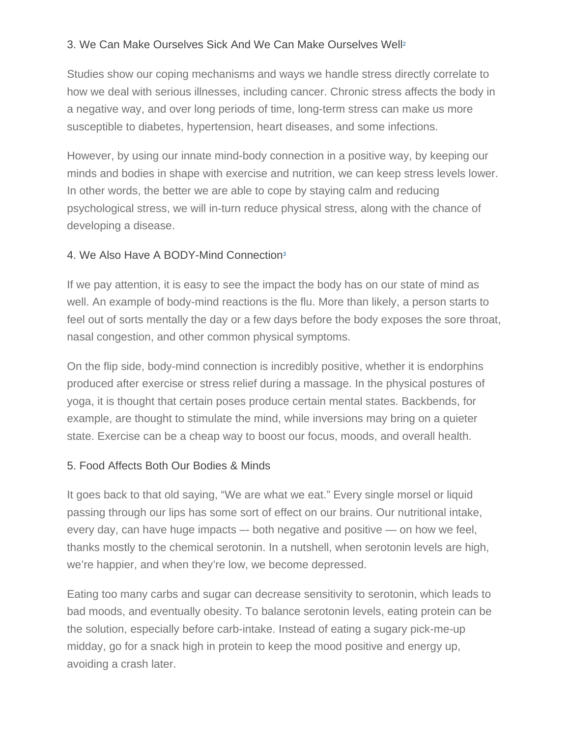### 3. We Can Make Ourselves Sick And We Can Make Ourselves Well[2]

Studies show our coping mechanisms and ways we handle stress directly correlate to how we deal with serious illnesses, including cancer. Chronic stress affects the body in a negative way, and over long periods of time, long-term stress can make us more susceptible to diabetes, hypertension, heart diseases, and some infections.

However, by using our innate mind-body connection in a positive way, by keeping our minds and bodies in shape with exercise and nutrition, we can keep stress levels lower. In other words, the better we are able to cope by staying calm and reducing psychological stress, we will in-turn reduce physical stress, along with the chance of developing a disease.

### 4. We Also Have A BODY-Mind Connection[3]

If we pay attention, it is easy to see the impact the body has on our state of mind as well. An example of body-mind reactions is the flu. More than likely, a person starts to feel out of sorts mentally the day or a few days before the body exposes the sore throat, nasal congestion, and other common physical symptoms.

On the flip side, body-mind connection is incredibly positive, whether it is endorphins produced after exercise or stress relief during a massage. In the physical postures of yoga, it is thought that certain poses produce certain mental states. Backbends, for example, are thought to stimulate the mind, while inversions may bring on a quieter state. Exercise can be a cheap way to boost our focus, moods, and overall health.

### 5. Food Affects Both Our Bodies & Minds

It goes back to that old saying, “We are what we eat.” Every single morsel or liquid passing through our lips has some sort of effect on our brains. Our nutritional intake, every day, can have huge impacts –- both negative and positive — on how we feel, thanks mostly to the chemical serotonin. In a nutshell, when serotonin levels are high, we’re happier, and when they’re low, we become depressed.

Eating too many carbs and sugar can decrease sensitivity to serotonin, which leads to bad moods, and eventually obesity. To balance serotonin levels, eating protein can be the solution, especially before carb-intake. Instead of eating a sugary pick-me-up midday, go for a snack high in protein to keep the mood positive and energy up, avoiding a crash later.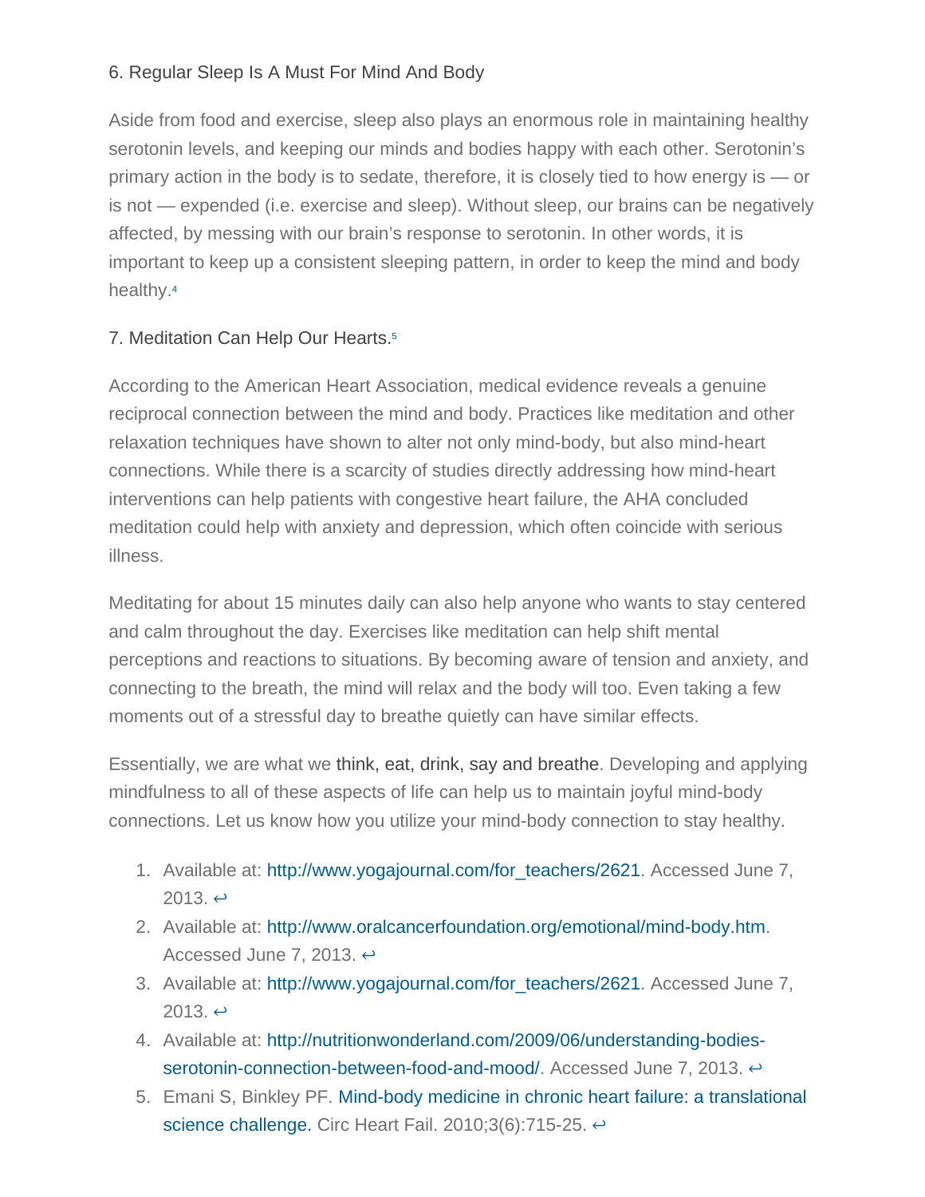### 6. Regular Sleep Is A Must For Mind And Body

Aside from food and exercise, sleep also plays an enormous role in maintaining healthy serotonin levels, and keeping our minds and bodies happy with each other. Serotonin's primary action in the body is to sedate, therefore, it is closely tied to how energy is — or is not — expended (i.e. exercise and sleep). Without sleep, our brains can be negatively affected, by messing with our brain's response to serotonin. In other words, it is important to keep up a consistent sleeping pattern, in order to keep the mind and body healthy.[4]

### 7. Meditation Can Help Our Hearts.[5]

According to the American Heart Association, medical evidence reveals a genuine reciprocal connection between the mind and body. Practices like meditation and other relaxation techniques have shown to alter not only mind-body, but also mind-heart connections. While there is a scarcity of studies directly addressing how mind-heart interventions can help patients with congestive heart failure, the AHA concluded meditation could help with anxiety and depression, which often coincide with serious illness.

Meditating for about 15 minutes daily can also help anyone who wants to stay centered and calm throughout the day. Exercises like meditation can help shift mental perceptions and reactions to situations. By becoming aware of tension and anxiety, and connecting to the breath, the mind will relax and the body will too. Even taking a few moments out of a stressful day to breathe quietly can have similar effects.

Essentially, we are what we think, eat, drink, say and breathe. Developing and applying mindfulness to all of these aspects of life can help us to maintain joyful mind-body connections. Let us know how you utilize your mind-body connection to stay healthy.

1. Available at: http://www.yogajournal.com/for_teachers/2621. Accessed June 7, 2013. ↩
2. Available at: http://www.oralcancerfoundation.org/emotional/mind-body.htm. Accessed June 7, 2013. ↩
3. Available at: http://www.yogajournal.com/for_teachers/2621. Accessed June 7, 2013. ↩
4. Available at: http://nutritionwonderland.com/2009/06/understanding-bodies-serotonin-connection-between-food-and-mood/. Accessed June 7, 2013. ↩
5. Emani S, Binkley PF. Mind-body medicine in chronic heart failure: a translational science challenge. Circ Heart Fail. 2010;3(6):715-25. ↩